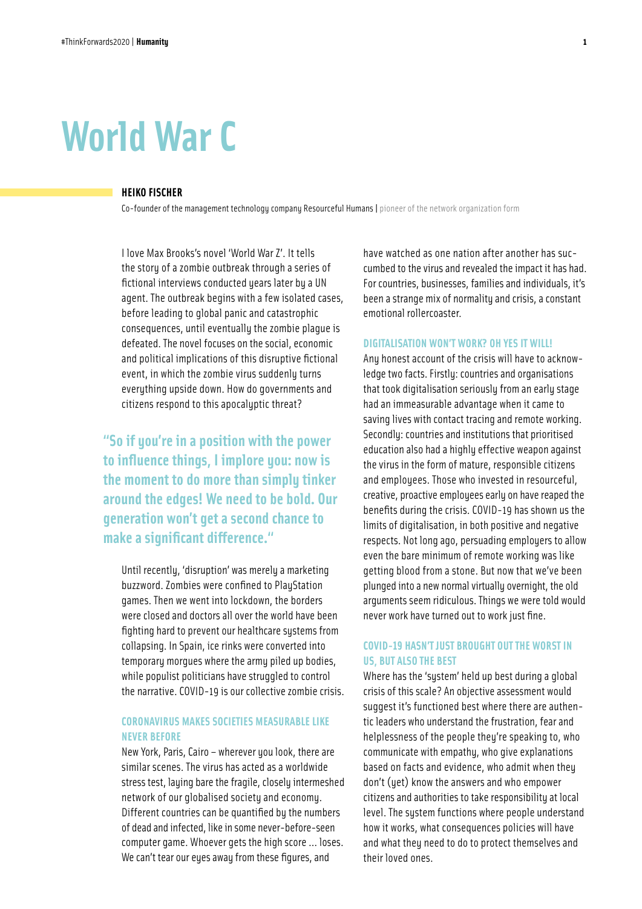# World War C

**HEIKO FISCHER**

Co-founder of the management technology company Resourceful Humans | pioneer of the network organization form

I love Max Brooks's novel 'World War Z'. It tells the story of a zombie outbreak through a series of fictional interviews conducted years later by a UN agent. The outbreak begins with a few isolated cases, before leading to global panic and catastrophic consequences, until eventually the zombie plague is defeated. The novel focuses on the social, economic and political implications of this disruptive fictional event, in which the zombie virus suddenly turns everything upside down. How do governments and citizens respond to this apocalyptic threat?

> "So if you're in a position with the power to influence things, I implore you: now is the moment to do more than simply tinker around the edges! We need to be bold. Our generation won't get a second chance to make a significant difference."

Until recently, 'disruption' was merely a marketing buzzword. Zombies were confined to PlayStation games. Then we went into lockdown, the borders were closed and doctors all over the world have been fighting hard to prevent our healthcare systems from collapsing. In Spain, ice rinks were converted into temporary morgues where the army piled up bodies, while populist politicians have struggled to control the narrative. COVID-19 is our collective zombie crisis.

## CORONAVIRUS MAKES SOCIETIES MEASURABLE LIKE NEVER BEFORE

New York, Paris, Cairo – wherever you look, there are similar scenes. The virus has acted as a worldwide stress test, laying bare the fragile, closely intermeshed network of our globalised society and economy. Different countries can be quantified by the numbers of dead and infected, like in some never-before-seen computer game. Whoever gets the high score ... loses. We can't tear our eyes away from these figures, and have watched as one nation after another has succumbed to the virus and revealed the impact it has had. For countries, businesses, families and individuals, it's been a strange mix of normality and crisis, a constant emotional rollercoaster.

## DIGITALISATION WON'T WORK? OH YES IT WILL!

Any honest account of the crisis will have to acknowledge two facts. Firstly: countries and organisations that took digitalisation seriously from an early stage had an immeasurable advantage when it came to saving lives with contact tracing and remote working. Secondly: countries and institutions that prioritised education also had a highly effective weapon against the virus in the form of mature, responsible citizens and employees. Those who invested in resourceful, creative, proactive employees early on have reaped the benefits during the crisis. COVID-19 has shown us the limits of digitalisation, in both positive and negative respects. Not long ago, persuading employers to allow even the bare minimum of remote working was like getting blood from a stone. But now that we've been plunged into a new normal virtually overnight, the old arguments seem ridiculous. Things we were told would never work have turned out to work just fine.

## COVID-19 HASN'T JUST BROUGHT OUT THE WORST IN US, BUT ALSO THE BEST

Where has the 'system' held up best during a global crisis of this scale? An objective assessment would suggest it's functioned best where there are authentic leaders who understand the frustration, fear and helplessness of the people they're speaking to, who communicate with empathy, who give explanations based on facts and evidence, who admit when they don't (yet) know the answers and who empower citizens and authorities to take responsibility at local level. The system functions where people understand how it works, what consequences policies will have and what they need to do to protect themselves and their loved ones.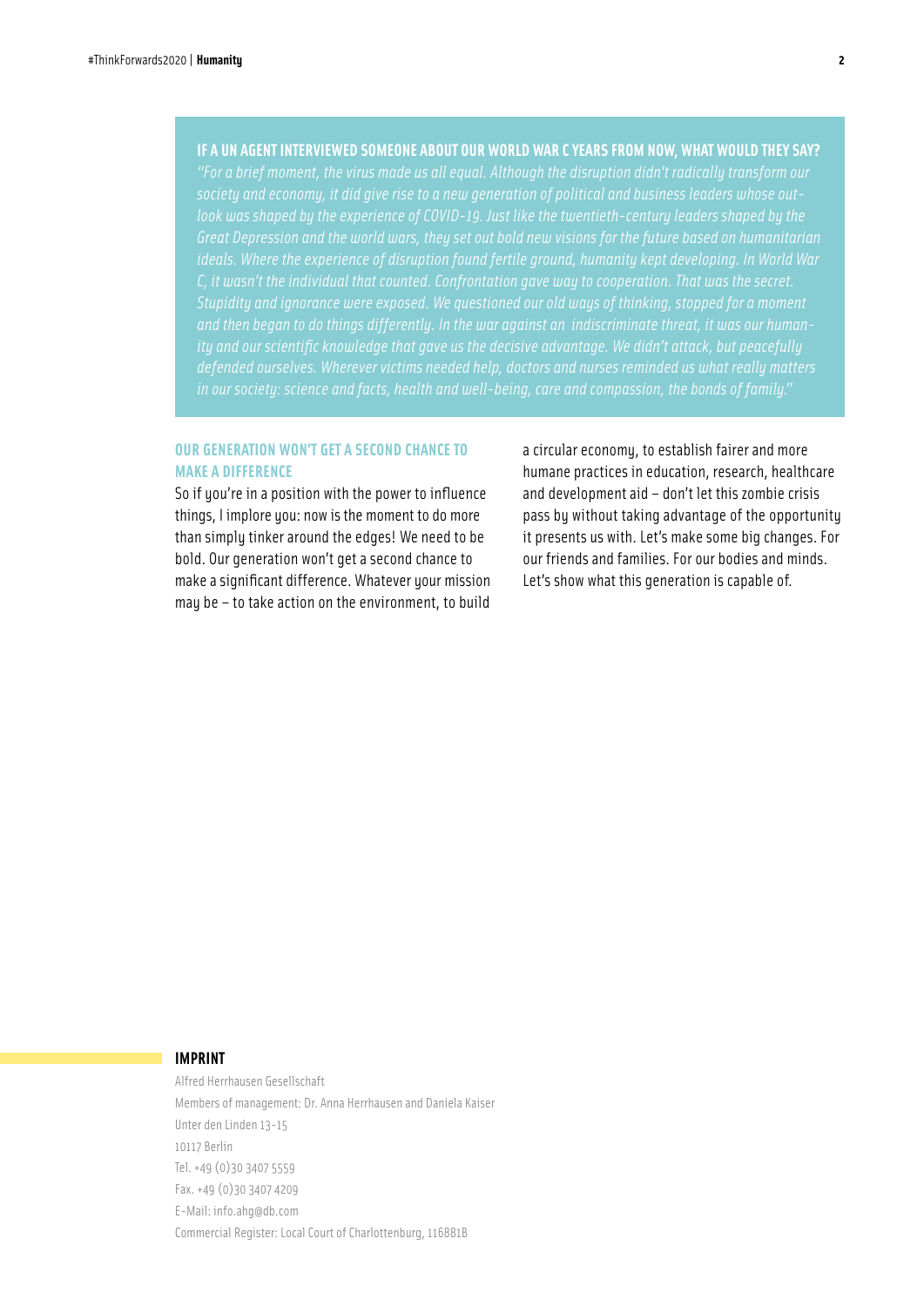**IF A UN AGENT INTERVIEWED SOMEONE ABOUT OUR WORLD WAR C YEARS FROM NOW, WHAT WOULD THEY SAY?**

*"For a brief moment, the virus made us all equal. Although the disruption didn't radically transform our society and economy, it did give rise to a new generation of political and business leaders whose outlook was shaped by the experience of COVID-19. Just like the twentieth-century leaders shaped by the Great Depression and the world wars, they set out bold new visions for the future based on humanitarian ideals. Where the experience of disruption found fertile ground, humanity kept developing. In World War C, it wasn't the individual that counted. Confrontation gave way to cooperation. That was the secret. Stupidity and ignorance were exposed. We questioned our old ways of thinking, stopped for a moment and then began to do things differently. In the war against an indiscriminate threat, it was our humanity and our scientific knowledge that gave us the decisive advantage. We didn't attack, but peacefully defended ourselves. Wherever victims needed help, doctors and nurses reminded us what really matters in our society: science and facts, health and well-being, care and compassion, the bonds of family."*

## OUR GENERATION WON'T GET A SECOND CHANCE TO MAKE A DIFFERENCE

So if you're in a position with the power to influence things, I implore you: now is the moment to do more than simply tinker around the edges! We need to be bold. Our generation won't get a second chance to make a significant difference. Whatever your mission may be – to take action on the environment, to build a circular economy, to establish fairer and more humane practices in education, research, healthcare and development aid – don't let this zombie crisis pass by without taking advantage of the opportunity it presents us with. Let's make some big changes. For our friends and families. For our bodies and minds. Let's show what this generation is capable of.

## IMPRINT

Alfred Herrhausen Gesellschaft
Members of management: Dr. Anna Herrhausen and Daniela Kaiser
Unter den Linden 13-15
10117 Berlin
Tel. +49 (0)30 3407 5559
Fax. +49 (0)30 3407 4209
E-Mail: info.ahg@db.com
Commercial Register: Local Court of Charlottenburg, 116881B